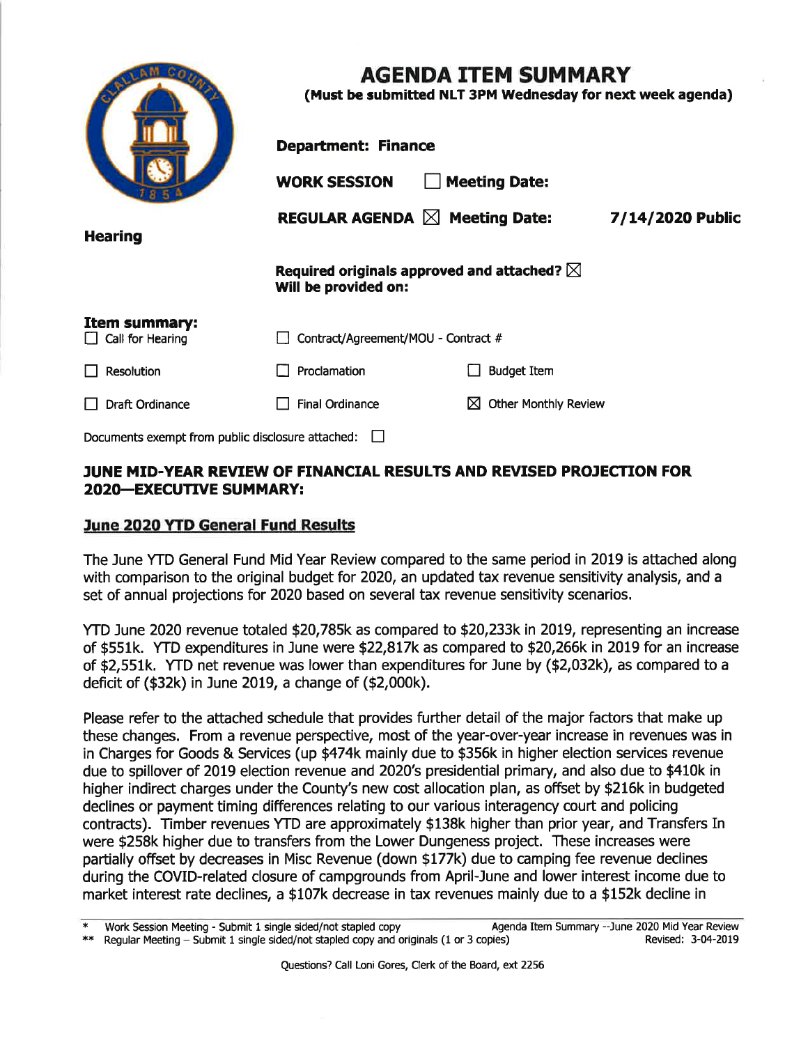# AGENDA ITEM SUMMARY

**(Must be submitted NLT 3PM Wednesday for next week agenda)**

**Department: Finance**

**WORK SESSION** ☐ **Meeting Date:**

**REGULAR AGENDA** ☒ **Meeting Date:** **7/14/2020 Public Hearing**

**Required originals approved and attached?** ☒
**Will be provided on:**

**Item summary:**

| | | |
|---|---|---|
| ☐ Call for Hearing | ☐ Contract/Agreement/MOU - Contract # | |
| ☐ Resolution | ☐ Proclamation | ☐ Budget Item |
| ☐ Draft Ordinance | ☐ Final Ordinance | ☒ Other Monthly Review |

Documents exempt from public disclosure attached: ☐

## JUNE MID-YEAR REVIEW OF FINANCIAL RESULTS AND REVISED PROJECTION FOR 2020—EXECUTIVE SUMMARY:

### June 2020 YTD General Fund Results

The June YTD General Fund Mid Year Review compared to the same period in 2019 is attached along with comparison to the original budget for 2020, an updated tax revenue sensitivity analysis, and a set of annual projections for 2020 based on several tax revenue sensitivity scenarios.

YTD June 2020 revenue totaled $20,785k as compared to $20,233k in 2019, representing an increase of $551k. YTD expenditures in June were $22,817k as compared to $20,266k in 2019 for an increase of $2,551k. YTD net revenue was lower than expenditures for June by ($2,032k), as compared to a deficit of ($32k) in June 2019, a change of ($2,000k).

Please refer to the attached schedule that provides further detail of the major factors that make up these changes. From a revenue perspective, most of the year-over-year increase in revenues was in in Charges for Goods & Services (up $474k mainly due to $356k in higher election services revenue due to spillover of 2019 election revenue and 2020's presidential primary, and also due to $410k in higher indirect charges under the County's new cost allocation plan, as offset by $216k in budgeted declines or payment timing differences relating to our various interagency court and policing contracts). Timber revenues YTD are approximately $138k higher than prior year, and Transfers In were $258k higher due to transfers from the Lower Dungeness project. These increases were partially offset by decreases in Misc Revenue (down $177k) due to camping fee revenue declines during the COVID-related closure of campgrounds from April-June and lower interest income due to market interest rate declines, a $107k decrease in tax revenues mainly due to a $152k decline in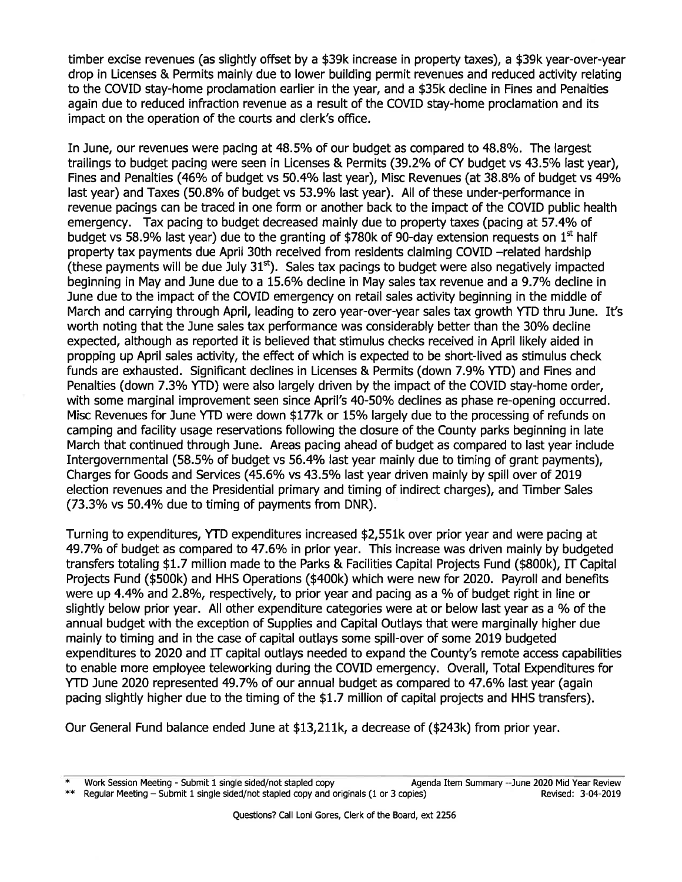timber excise revenues (as slightly offset by a $39k increase in property taxes), a $39k year-over-year drop in Licenses & Permits mainly due to lower building permit revenues and reduced activity relating to the COVID stay-home proclamation earlier in the year, and a $35k decline in Fines and Penalties again due to reduced infraction revenue as a result of the COVID stay-home proclamation and its impact on the operation of the courts and clerk's office.

In June, our revenues were pacing at 48.5% of our budget as compared to 48.8%. The largest trailings to budget pacing were seen in Licenses & Permits (39.2% of CY budget vs 43.5% last year), Fines and Penalties (46% of budget vs 50.4% last year), Misc Revenues (at 38.8% of budget vs 49% last year) and Taxes (50.8% of budget vs 53.9% last year). All of these under-performance in revenue pacings can be traced in one form or another back to the impact of the COVID public health emergency. Tax pacing to budget decreased mainly due to property taxes (pacing at 57.4% of budget vs 58.9% last year) due to the granting of $780k of 90-day extension requests on 1st half property tax payments due April 30th received from residents claiming COVID –related hardship (these payments will be due July 31st). Sales tax pacings to budget were also negatively impacted beginning in May and June due to a 15.6% decline in May sales tax revenue and a 9.7% decline in June due to the impact of the COVID emergency on retail sales activity beginning in the middle of March and carrying through April, leading to zero year-over-year sales tax growth YTD thru June. It's worth noting that the June sales tax performance was considerably better than the 30% decline expected, although as reported it is believed that stimulus checks received in April likely aided in propping up April sales activity, the effect of which is expected to be short-lived as stimulus check funds are exhausted. Significant declines in Licenses & Permits (down 7.9% YTD) and Fines and Penalties (down 7.3% YTD) were also largely driven by the impact of the COVID stay-home order, with some marginal improvement seen since April's 40-50% declines as phase re-opening occurred. Misc Revenues for June YTD were down $177k or 15% largely due to the processing of refunds on camping and facility usage reservations following the closure of the County parks beginning in late March that continued through June. Areas pacing ahead of budget as compared to last year include Intergovernmental (58.5% of budget vs 56.4% last year mainly due to timing of grant payments), Charges for Goods and Services (45.6% vs 43.5% last year driven mainly by spill over of 2019 election revenues and the Presidential primary and timing of indirect charges), and Timber Sales (73.3% vs 50.4% due to timing of payments from DNR).

Turning to expenditures, YTD expenditures increased $2,551k over prior year and were pacing at 49.7% of budget as compared to 47.6% in prior year. This increase was driven mainly by budgeted transfers totaling $1.7 million made to the Parks & Facilities Capital Projects Fund ($800k), IT Capital Projects Fund ($500k) and HHS Operations ($400k) which were new for 2020. Payroll and benefits were up 4.4% and 2.8%, respectively, to prior year and pacing as a % of budget right in line or slightly below prior year. All other expenditure categories were at or below last year as a % of the annual budget with the exception of Supplies and Capital Outlays that were marginally higher due mainly to timing and in the case of capital outlays some spill-over of some 2019 budgeted expenditures to 2020 and IT capital outlays needed to expand the County's remote access capabilities to enable more employee teleworking during the COVID emergency. Overall, Total Expenditures for YTD June 2020 represented 49.7% of our annual budget as compared to 47.6% last year (again pacing slightly higher due to the timing of the $1.7 million of capital projects and HHS transfers).

Our General Fund balance ended June at $13,211k, a decrease of ($243k) from prior year.

\* Work Session Meeting - Submit 1 single sided/not stapled copy — Agenda Item Summary --June 2020 Mid Year Review

\*\* Regular Meeting – Submit 1 single sided/not stapled copy and originals (1 or 3 copies) — Revised: 3-04-2019

Questions? Call Loni Gores, Clerk of the Board, ext 2256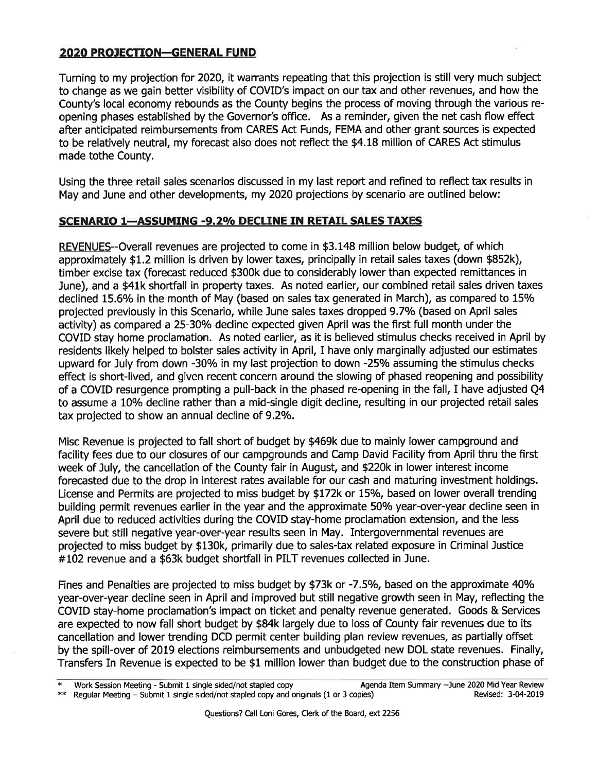## 2020 PROJECTION—GENERAL FUND

Turning to my projection for 2020, it warrants repeating that this projection is still very much subject to change as we gain better visibility of COVID's impact on our tax and other revenues, and how the County's local economy rebounds as the County begins the process of moving through the various re-opening phases established by the Governor's office. As a reminder, given the net cash flow effect after anticipated reimbursements from CARES Act Funds, FEMA and other grant sources is expected to be relatively neutral, my forecast also does not reflect the $4.18 million of CARES Act stimulus made tothe County.

Using the three retail sales scenarios discussed in my last report and refined to reflect tax results in May and June and other developments, my 2020 projections by scenario are outlined below:

### SCENARIO 1—ASSUMING -9.2% DECLINE IN RETAIL SALES TAXES

REVENUES--Overall revenues are projected to come in $3.148 million below budget, of which approximately $1.2 million is driven by lower taxes, principally in retail sales taxes (down $852k), timber excise tax (forecast reduced $300k due to considerably lower than expected remittances in June), and a $41k shortfall in property taxes. As noted earlier, our combined retail sales driven taxes declined 15.6% in the month of May (based on sales tax generated in March), as compared to 15% projected previously in this Scenario, while June sales taxes dropped 9.7% (based on April sales activity) as compared a 25-30% decline expected given April was the first full month under the COVID stay home proclamation. As noted earlier, as it is believed stimulus checks received in April by residents likely helped to bolster sales activity in April, I have only marginally adjusted our estimates upward for July from down -30% in my last projection to down -25% assuming the stimulus checks effect is short-lived, and given recent concern around the slowing of phased reopening and possibility of a COVID resurgence prompting a pull-back in the phased re-opening in the fall, I have adjusted Q4 to assume a 10% decline rather than a mid-single digit decline, resulting in our projected retail sales tax projected to show an annual decline of 9.2%.

Misc Revenue is projected to fall short of budget by $469k due to mainly lower campground and facility fees due to our closures of our campgrounds and Camp David Facility from April thru the first week of July, the cancellation of the County fair in August, and $220k in lower interest income forecasted due to the drop in interest rates available for our cash and maturing investment holdings. License and Permits are projected to miss budget by $172k or 15%, based on lower overall trending building permit revenues earlier in the year and the approximate 50% year-over-year decline seen in April due to reduced activities during the COVID stay-home proclamation extension, and the less severe but still negative year-over-year results seen in May. Intergovernmental revenues are projected to miss budget by $130k, primarily due to sales-tax related exposure in Criminal Justice #102 revenue and a $63k budget shortfall in PILT revenues collected in June.

Fines and Penalties are projected to miss budget by $73k or -7.5%, based on the approximate 40% year-over-year decline seen in April and improved but still negative growth seen in May, reflecting the COVID stay-home proclamation's impact on ticket and penalty revenue generated. Goods & Services are expected to now fall short budget by $84k largely due to loss of County fair revenues due to its cancellation and lower trending DCD permit center building plan review revenues, as partially offset by the spill-over of 2019 elections reimbursements and unbudgeted new DOL state revenues. Finally, Transfers In Revenue is expected to be $1 million lower than budget due to the construction phase of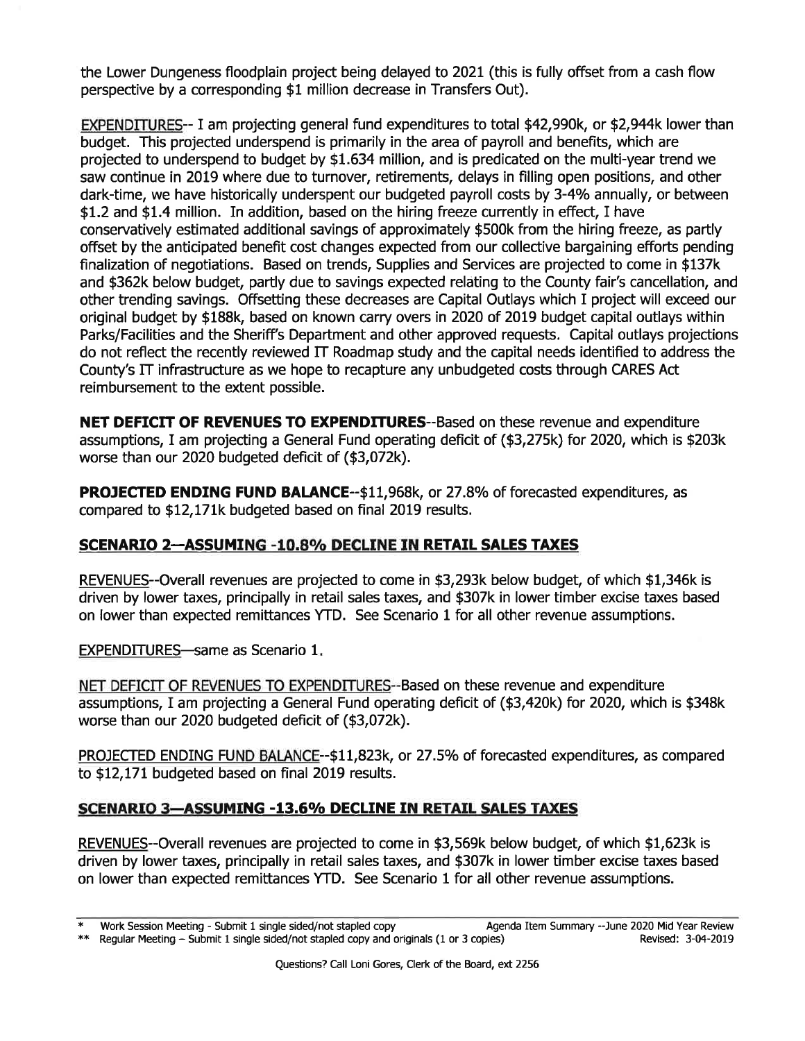the Lower Dungeness floodplain project being delayed to 2021 (this is fully offset from a cash flow perspective by a corresponding $1 million decrease in Transfers Out).

EXPENDITURES-- I am projecting general fund expenditures to total $42,990k, or $2,944k lower than budget. This projected underspend is primarily in the area of payroll and benefits, which are projected to underspend to budget by $1.634 million, and is predicated on the multi-year trend we saw continue in 2019 where due to turnover, retirements, delays in filling open positions, and other dark-time, we have historically underspent our budgeted payroll costs by 3-4% annually, or between $1.2 and $1.4 million. In addition, based on the hiring freeze currently in effect, I have conservatively estimated additional savings of approximately $500k from the hiring freeze, as partly offset by the anticipated benefit cost changes expected from our collective bargaining efforts pending finalization of negotiations. Based on trends, Supplies and Services are projected to come in $137k and $362k below budget, partly due to savings expected relating to the County fair's cancellation, and other trending savings. Offsetting these decreases are Capital Outlays which I project will exceed our original budget by $188k, based on known carry overs in 2020 of 2019 budget capital outlays within Parks/Facilities and the Sheriff's Department and other approved requests. Capital outlays projections do not reflect the recently reviewed IT Roadmap study and the capital needs identified to address the County's IT infrastructure as we hope to recapture any unbudgeted costs through CARES Act reimbursement to the extent possible.

**NET DEFICIT OF REVENUES TO EXPENDITURES**--Based on these revenue and expenditure assumptions, I am projecting a General Fund operating deficit of ($3,275k) for 2020, which is $203k worse than our 2020 budgeted deficit of ($3,072k).

**PROJECTED ENDING FUND BALANCE**--$11,968k, or 27.8% of forecasted expenditures, as compared to $12,171k budgeted based on final 2019 results.

## SCENARIO 2—ASSUMING -10.8% DECLINE IN RETAIL SALES TAXES

REVENUES--Overall revenues are projected to come in $3,293k below budget, of which $1,346k is driven by lower taxes, principally in retail sales taxes, and $307k in lower timber excise taxes based on lower than expected remittances YTD. See Scenario 1 for all other revenue assumptions.

EXPENDITURES—same as Scenario 1.

NET DEFICIT OF REVENUES TO EXPENDITURES--Based on these revenue and expenditure assumptions, I am projecting a General Fund operating deficit of ($3,420k) for 2020, which is $348k worse than our 2020 budgeted deficit of ($3,072k).

PROJECTED ENDING FUND BALANCE--$11,823k, or 27.5% of forecasted expenditures, as compared to $12,171 budgeted based on final 2019 results.

## SCENARIO 3—ASSUMING -13.6% DECLINE IN RETAIL SALES TAXES

REVENUES--Overall revenues are projected to come in $3,569k below budget, of which $1,623k is driven by lower taxes, principally in retail sales taxes, and $307k in lower timber excise taxes based on lower than expected remittances YTD. See Scenario 1 for all other revenue assumptions.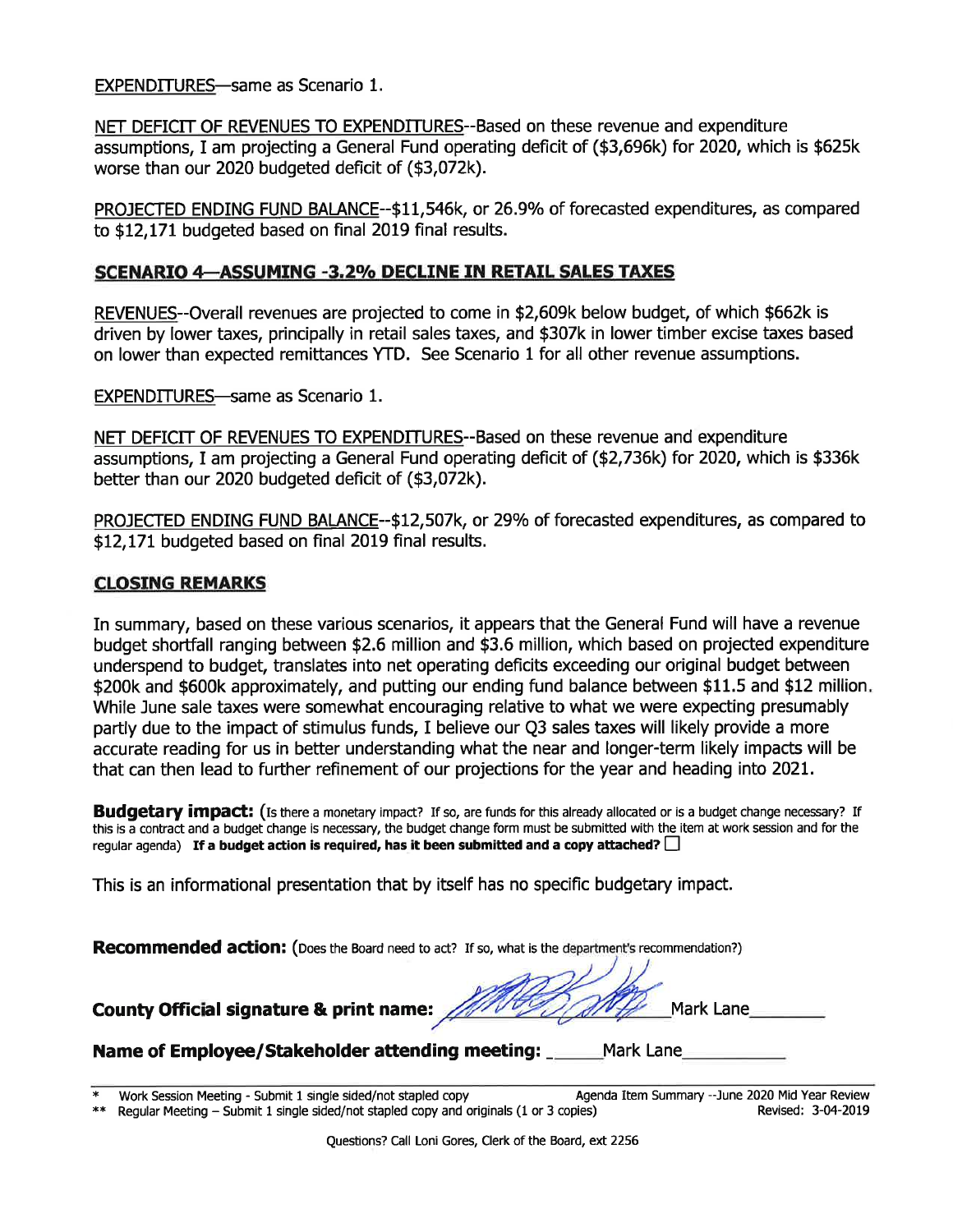EXPENDITURES—same as Scenario 1.

NET DEFICIT OF REVENUES TO EXPENDITURES--Based on these revenue and expenditure assumptions, I am projecting a General Fund operating deficit of ($3,696k) for 2020, which is $625k worse than our 2020 budgeted deficit of ($3,072k).

PROJECTED ENDING FUND BALANCE--$11,546k, or 26.9% of forecasted expenditures, as compared to $12,171 budgeted based on final 2019 final results.

## SCENARIO 4—ASSUMING -3.2% DECLINE IN RETAIL SALES TAXES

REVENUES--Overall revenues are projected to come in $2,609k below budget, of which $662k is driven by lower taxes, principally in retail sales taxes, and $307k in lower timber excise taxes based on lower than expected remittances YTD. See Scenario 1 for all other revenue assumptions.

EXPENDITURES—same as Scenario 1.

NET DEFICIT OF REVENUES TO EXPENDITURES--Based on these revenue and expenditure assumptions, I am projecting a General Fund operating deficit of ($2,736k) for 2020, which is $336k better than our 2020 budgeted deficit of ($3,072k).

PROJECTED ENDING FUND BALANCE--$12,507k, or 29% of forecasted expenditures, as compared to $12,171 budgeted based on final 2019 final results.

## CLOSING REMARKS

In summary, based on these various scenarios, it appears that the General Fund will have a revenue budget shortfall ranging between $2.6 million and $3.6 million, which based on projected expenditure underspend to budget, translates into net operating deficits exceeding our original budget between $200k and $600k approximately, and putting our ending fund balance between $11.5 and $12 million. While June sale taxes were somewhat encouraging relative to what we were expecting presumably partly due to the impact of stimulus funds, I believe our Q3 sales taxes will likely provide a more accurate reading for us in better understanding what the near and longer-term likely impacts will be that can then lead to further refinement of our projections for the year and heading into 2021.

**Budgetary impact:** (Is there a monetary impact? If so, are funds for this already allocated or is a budget change necessary? If this is a contract and a budget change is necessary, the budget change form must be submitted with the item at work session and for the regular agenda) **If a budget action is required, has it been submitted and a copy attached?** ☐

This is an informational presentation that by itself has no specific budgetary impact.

**Recommended action:** (Does the Board need to act? If so, what is the department's recommendation?)

**County Official signature & print name:** Mark Lane

**Name of Employee/Stakeholder attending meeting:** Mark Lane

\* Work Session Meeting - Submit 1 single sided/not stapled copy — Agenda Item Summary --June 2020 Mid Year Review

\*\* Regular Meeting – Submit 1 single sided/not stapled copy and originals (1 or 3 copies) — Revised: 3-04-2019

Questions? Call Loni Gores, Clerk of the Board, ext 2256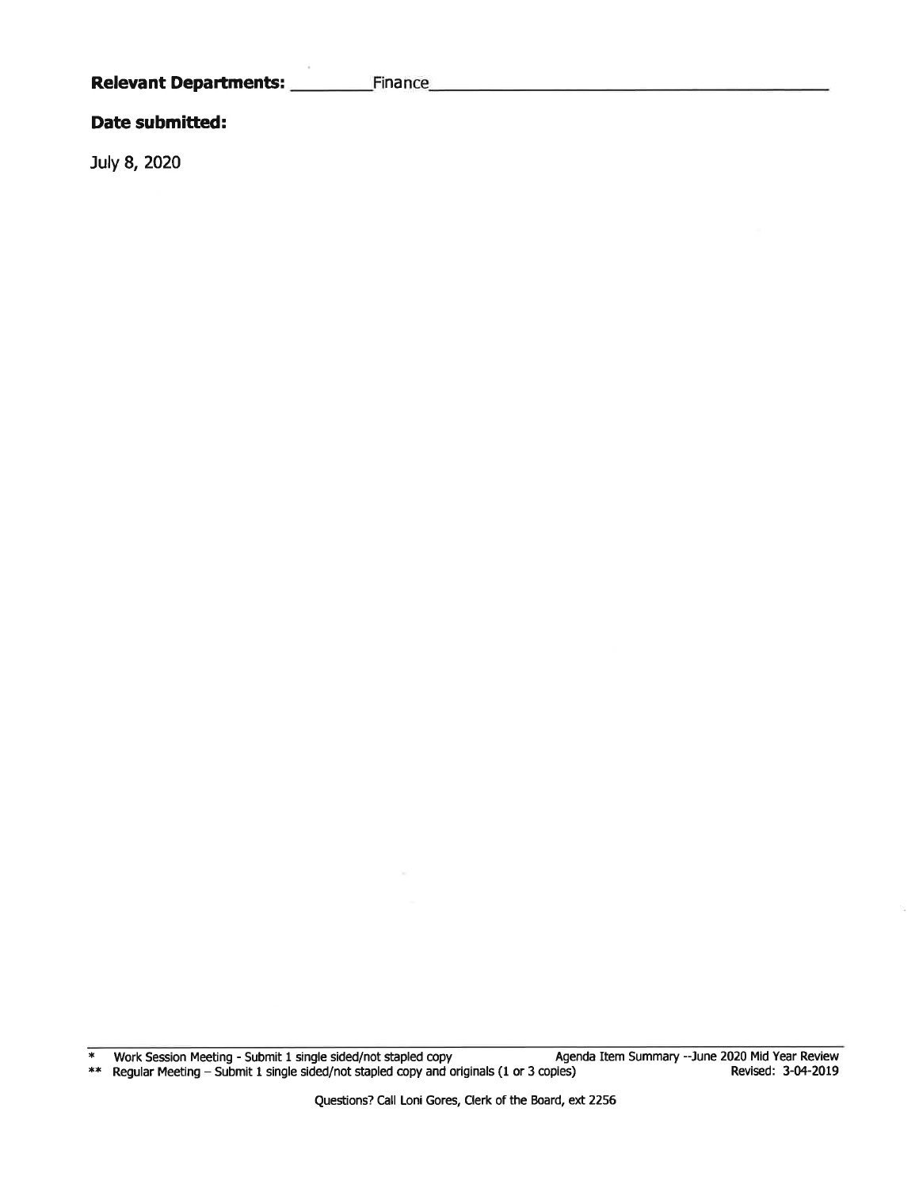**Relevant Departments:** ________Finance________________________________

**Date submitted:**

July 8, 2020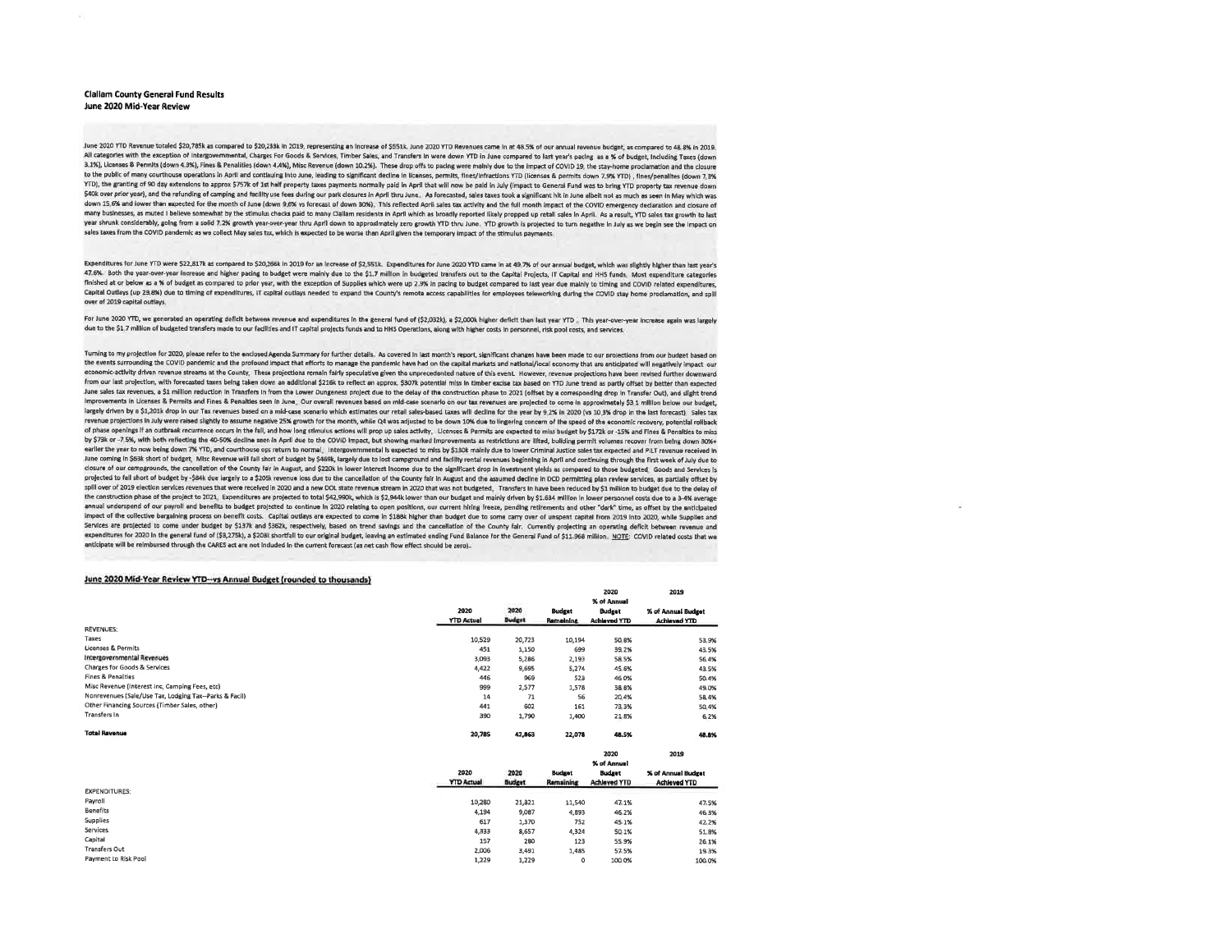**Clallam County General Fund Results**
**June 2020 Mid-Year Review**

June 2020 YTD Revenue totaled $20,785k as compared to $20,233k in 2019, representing an increase of $551k. June 2020 YTD Revenues came in at 48.5% of our annual revenue budget, as compared to 48.8% in 2019. All categories with the exception of Intergovernmental, Charges For Goods & Services, Timber Sales, and Transfers In were down YTD in June compared to last year's pacing as a % of budget, including Taxes (down 3.1%), Licenses & Permits (down 4.3%), Fines & Penalties (down 4.4%), Misc Revenue (down 10.2%). These drop offs to pacing were mainly due to the impact of COVID 19, the stay-home proclamation and the closure to the public of many courthouse operations in April and continuing into June, leading to significant decline in licenses, permits, fines/infractions YTD (licenses & permits down 7.9% YTD), fines/penalties (down 7.3% YTD), the granting of 90 day extensions to approx $757k of 1st half property taxes payments normally paid in April that will now be paid in July (impact to General Fund was to bring YTD property tax revenue down $40k over prior year), and the refunding of camping and facility use fees during our park closures in April thru June. As forecasted, sales taxes took a significant hit in June albeit not as much as seen in May which was down 15.6% and lower than expected for the month of June (down 9.6% vs forecast of down 30%). This reflected April sales tax activity and the full month impact of the COVID emergency declaration and closure of many businesses, as muted I believe somewhat by the stimulus checks paid to many Clallam residents in April which as broadly reported likely propped up retail sales in April. As a result, YTD sales tax growth to last year shrunk considerably, going from a solid 7.2% growth year-over-year thru April down to approximately zero growth YTD thru June. YTD growth is projected to turn negative in July as we begin see the impact on sales taxes from the COVID pandemic as we collect May sales tax, which is expected to be worse than April given the temporary impact of the stimulus payments.

Expenditures for June YTD were $22,817k as compared to $20,266k in 2019 for an increase of $2,551k. Expenditures for June 2020 YTD came in at 49.7% of our annual budget, which was slightly higher than last year's 47.6%. Both the year-over-year increase and higher pacing to budget were mainly due to the $1.7 million in budgeted transfers out to the Capital Projects, IT Capital and HHS funds. Most expenditure categories finished at or below as a % of budget as compared to prior year, with the exception of Supplies which were up 2.9% in pacing to budget compared to last year due mainly to timing and COVID related expenditures, Capital Outlays (up 29.8%) due to timing of expenditures, IT capital outlays needed to expand the County's remote access capabilities for employees teleworking during the COVID stay home proclamation, and spill over of 2019 capital outlays.

For June 2020 YTD, we generated an operating deficit between revenue and expenditures in the general fund of ($2,032k), a $2,000k higher deficit than last year YTD. This year-over-year increase again was largely due to the $1.7 million of budgeted transfers made to our facilities and IT capital projects funds and to HHS Operations, along with higher costs in personnel, risk pool costs, and services.

Turning to my projection for 2020, please refer to the enclosed Agenda Summary for further details. As covered in last month's report, significant changes have been made to our projections from our budget based on the events surrounding the COVID pandemic and the profound impact that efforts to manage the pandemic have had on the capital markets and national/local economy that are anticipated will negatively impact our economic-activity driven revenue streams at the County. These projections remain fairly speculative given the unprecedented nature of this event. However, revenue projections have been revised further downward from our last projection, with forecasted taxes being taken down an additional $216k to reflect an approx. $307k potential miss in timber excise tax based on YTD June trend as partly offset by better than expected June sales tax revenues, a $1 million reduction in Transfers In from the Lower Dungeness project due to the delay of the construction phase to 2021 (offset by a corresponding drop in Transfer Out), and slight trend improvements in Licenses & Permits and Fines & Penalties seen in June. Our overall revenues based on mid-case scenario on our tax revenues are projected to come in approximately $3.1 million below our budget, largely driven by a $1,201k drop in our Tax revenues based on a mid-case scenario which estimates our retail sales-based taxes will decline for the year by 9.2% in 2020 (vs 10.3% drop in the last forecast). Sales tax revenue projections in July were raised slightly to assume negative 25% growth for the month, while Q4 was adjusted to be down 10% due to lingering concern of the speed of the economic recovery, potential rollback of phase openings if an outbreak recurrence occurs in the fall, and how long stimulus actions will prop up sales activity. Licenses & Permits are expected to miss budget by $172k or -15% and Fines & Penalties to miss by $73k or -7.5%, with both reflecting the 40-50% decline seen in April due to the COVID impact, but showing marked improvements as restrictions are lifted, building permit volumes recover from being down 30%+ earlier the year to now being down 7% YTD, and courthouse ops return to normal. Intergovernmental is expected to miss by $130k mainly due to lower Criminal Justice sales tax expected and PILT revenue received in June coming in $63k short of budget. Misc Revenue will fall short of budget by $469k, largely due to lost campground and facility rental revenues beginning in April and continuing through the first week of July due to closure of our campgrounds, the cancellation of the County fair in August, and $220k in lower interest income due to the significant drop in investment yields as compared to those budgeted. Goods and Services is projected to fall short of budget by -$84k due largely to a $205k revenue loss due to the cancellation of the County fair in August and the assumed decline in DCD permitting plan review services, as partially offset by spill over of 2019 election services revenues that were received in 2020 and a new DOL state revenue stream in 2020 that was not budgeted. Transfers In have been reduced by $1 million to budget due to the delay of the construction phase of the project to 2021. Expenditures are projected to total $42,990k, which is $2,944k lower than our budget and mainly driven by $1.634 million in lower personnel costs due to a 3-4% average annual underspend of our payroll and benefits to budget projected to continue in 2020 relating to open positions, our current hiring freeze, pending retirements and other "dark" time, as offset by the anticipated impact of the collective bargaining process on benefit costs. Capital outlays are expected to come in $188k higher than budget due to some carry over of unspent capital from 2019 into 2020, while Supplies and Services are projected to come under budget by $137k and $362k, respectively, based on trend savings and the cancellation of the County fair. Currently projecting an operating deficit between revenue and expenditures for 2020 in the general fund of ($3,275k), a $208k shortfall to our original budget, leaving an estimated ending Fund Balance for the General Fund of $11.968 million. NOTE: COVID related costs that we anticipate will be reimbursed through the CARES act are not included in the current forecast (as net cash flow effect should be zero).

**June 2020 Mid-Year Review YTD--vs Annual Budget (rounded to thousands)**

| | 2020 YTD Actual | 2020 Budget | Budget Remaining | 2020 % of Annual Budget Achieved YTD | 2019 % of Annual Budget Achieved YTD |
|---|---|---|---|---|---|
| REVENUES: | | | | | |
| Taxes | 10,529 | 20,723 | 10,194 | 50.8% | 53.9% |
| Licenses & Permits | 451 | 1,150 | 699 | 39.2% | 43.5% |
| Intergovernmental Revenues | 3,093 | 5,286 | 2,193 | 58.5% | 56.4% |
| Charges for Goods & Services | 4,422 | 9,695 | 5,274 | 45.6% | 43.5% |
| Fines & Penalties | 446 | 969 | 523 | 46.0% | 50.4% |
| Misc Revenue (Interest Inc, Camping Fees, etc) | 999 | 2,577 | 1,578 | 38.8% | 49.0% |
| Nonrevenues (Sale/Use Tax, Lodging Tax--Parks & Facil) | 14 | 71 | 56 | 20.4% | 58.4% |
| Other Financing Sources (Timber Sales, other) | 441 | 602 | 161 | 73.3% | 50.4% |
| Transfers In | 390 | 1,790 | 1,400 | 21.8% | 6.2% |
| **Total Revenue** | **20,785** | **42,863** | **22,078** | **48.5%** | **48.8%** |

| | 2020 YTD Actual | 2020 Budget | Budget Remaining | 2020 % of Annual Budget Achieved YTD | 2019 % of Annual Budget Achieved YTD |
|---|---|---|---|---|---|
| EXPENDITURES: | | | | | |
| Payroll | 10,280 | 21,821 | 11,540 | 47.1% | 47.5% |
| Benefits | 4,194 | 9,087 | 4,893 | 46.2% | 46.3% |
| Supplies | 617 | 1,370 | 752 | 45.1% | 42.2% |
| Services | 4,333 | 8,657 | 4,324 | 50.1% | 51.8% |
| Capital | 157 | 280 | 123 | 55.9% | 26.1% |
| Transfers Out | 2,006 | 3,491 | 1,485 | 57.5% | 19.3% |
| Payment to Risk Pool | 1,229 | 1,229 | 0 | 100.0% | 100.0% |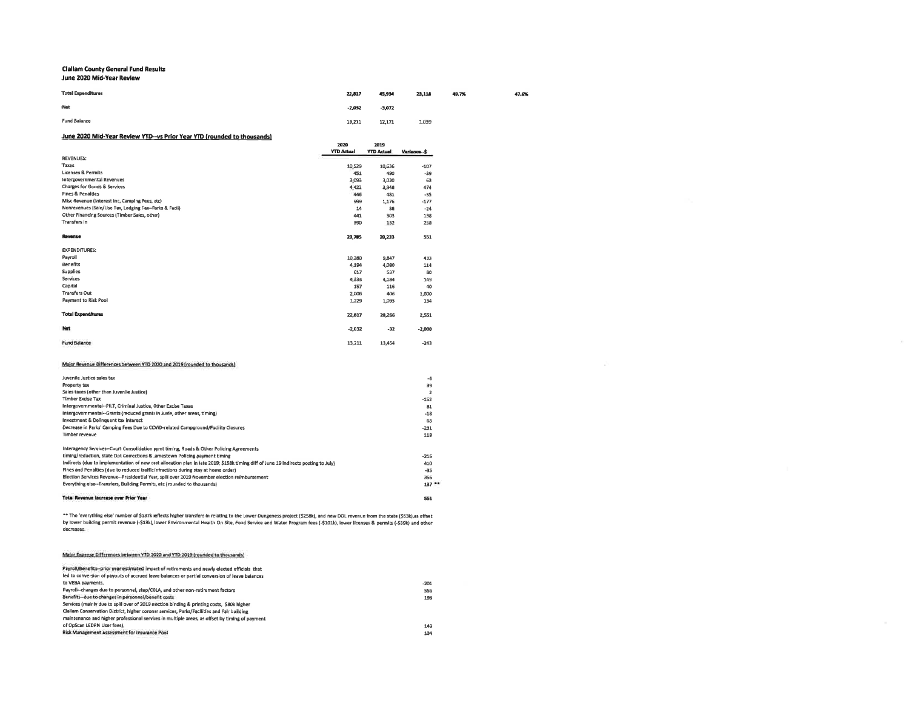**Clallam County General Fund Results**
**June 2020 Mid-Year Review**

| | | | | | |
|---|---|---|---|---|---|
| **Total Expenditures** | 22,817 | 45,934 | 23,118 | 49.7% | 47.6% |
| **Net** | -2,032 | -3,072 | | | |
| Fund Balance | 13,211 | 12,171 | 1,039 | | |

**June 2020 Mid-Year Review YTD--vs Prior Year YTD (rounded to thousands)**

| | 2020 YTD Actual | 2019 YTD Actual | Variance--$ |
|---|---|---|---|
| REVENUES: | | | |
| Taxes | 10,529 | 10,636 | -107 |
| Licenses & Permits | 451 | 490 | -39 |
| Intergovernmental Revenues | 3,093 | 3,030 | 63 |
| Charges for Goods & Services | 4,422 | 3,948 | 474 |
| Fines & Penalties | 446 | 481 | -35 |
| Misc Revenue (Interest Inc, Camping Fees, etc) | 999 | 1,176 | -177 |
| Nonrevenues (Sale/Use Tax, Lodging Tax--Parks & Facil) | 14 | 38 | -24 |
| Other Financing Sources (Timber Sales, other) | 441 | 303 | 138 |
| Transfers In | 390 | 132 | 258 |
| **Revenue** | 20,785 | 20,233 | 551 |
| EXPENDITURES: | | | |
| Payroll | 10,280 | 9,847 | 433 |
| Benefits | 4,194 | 4,080 | 114 |
| Supplies | 617 | 537 | 80 |
| Services | 4,333 | 4,184 | 149 |
| Capital | 157 | 116 | 40 |
| Transfers Out | 2,006 | 406 | 1,600 |
| Payment to Risk Pool | 1,229 | 1,095 | 134 |
| **Total Expenditures** | 22,817 | 20,266 | 2,551 |
| **Net** | -2,032 | -32 | -2,000 |
| Fund Balance | 13,211 | 13,454 | -243 |

Major Revenue Differences between YTD 2020 and 2019 (rounded to thousands)

| | |
|---|---|
| Juvenile Justice sales tax | -4 |
| Property tax | 39 |
| Sales taxes (other than Juvenile Justice) | 2 |
| Timber Excise Tax | -152 |
| Intergovernmental--PILT, Criminal Justice, Other Excise Taxes | 81 |
| Intergovernmental--Grants (reduced grants in Juvie, other areas, timing) | -18 |
| Investment & Delinquent tax interest | 63 |
| Decrease in Parks' Camping Fees Due to COVID-related Campground/Facility Closures | -231 |
| Timber revenue | 118 |
| Interagency Services--Court Consolidation pymt timing, Roads & Other Policing Agreements timing/reduction, State Dpt Corrections & Jamestown Policing payment timing | -216 |
| Indirects (due to implementation of new cost allocation plan in late 2019; $158k timing diff of June 19 Indirects posting to July) | 410 |
| Fines and Penalties (due to reduced traffic infractions during stay at home order) | -35 |
| Election Services Revenue--Presidential Year, spill over 2019 November election reimbursement | 356 |
| Everything else--Transfers, Building Permits, etc (rounded to thousands) | 137 ** |
| **Total Revenue Increase over Prior Year** | 551 |

** The 'everything else' number of $137k reflects higher transfers in relating to the Lower Dungeness project ($258k), and new DOL revenue from the state ($53k), as offset by lower building permit revenue (-$13k), lower Environmental Health On Site, Food Service and Water Program fees (-$101k), lower licenses & permits (-$36k) and other decreases.

Major Expense Differences between YTD 2020 and YTD 2019 (rounded to thousands)

| | |
|---|---|
| Payroll/Benefits--prior year estimated impact of retirements and newly elected officials that led to conversion of payouts of accrued leave balances or partial conversion of leave balances to VEBA payments. | -201 |
| Payroll--changes due to personnel, step/COLA, and other non-retirement factors | 556 |
| Benefits--due to changes in personnel/benefit costs | 193 |
| Services (mainly due to spill over of 2019 election binding & printing costs, $80k higher Clallam Conservation District, higher coroner services, Parks/Facilities and Fair building maintenance and higher professional services in multiple areas, as offset by timing of payment of OpScan LEDRN User fees). | 149 |
| Risk Management Assessment for Insurance Pool | 134 |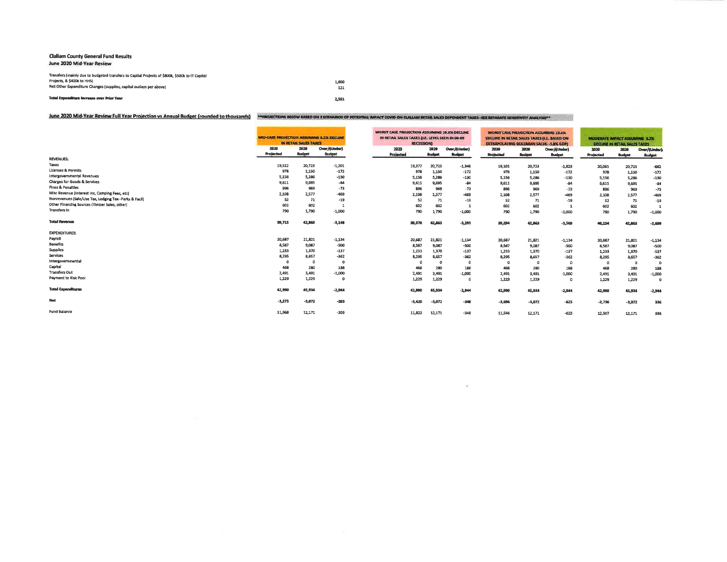**Clallam County General Fund Results**
**June 2020 Mid-Year Review**

| | |
|---|---|
| Transfers (mainly due to budgeted transfers to Capital Projects of $800k, $500k to IT Capital Projects, & $400k to HHS) | 1,600 |
| Net Other Expenditure Changes (supplies, capital outlays per above) | 121 |
| **Total Expenditure Increase over Prior Year** | 2,551 |

**June 2020 Mid-Year Review Full Year Projection vs Annual Budget (rounded to thousands)**

**PROJECTIONS BELOW BASED ON 3 SCENARIOS OF POTENTIAL IMPACT COVID ON CLALLAM RETAIL SALES DEPENDENT TAXES--SEE SEPARATE SENSITIVITY ANALYSIS**

| | MID-CASE PROJECTION ASSUMING 9.2% DECLINE IN RETAIL SALES TAXES | | | WORST CASE PROJECTION ASSUMING 10.8% DECLINE IN RETAIL SALES TAXES (I.E. LEVEL SEEN IN 08-09 RECESSION) | | | WORST CASE PROJECTION ASSUMING 13.6% DECLINE IN RETAIL SALES TAXES (I.E. BASED ON EXTRAPOLATING GOLDMAN SACHS -3.8% GDP) | | | MODERATE IMPACT ASSUMING 3.2% DECLINE IN RETAIL SALES TAXES | | |
|---|---|---|---|---|---|---|---|---|---|---|---|---|
| | 2020 Projected | 2020 Budget | Over/(Under) Budget | 2020 Projected | 2020 Budget | Over/(Under) Budget | 2020 Projected | 2020 Budget | Over/(Under) Budget | 2020 Projected | 2020 Budget | Over/(Under) Budget |
| **REVENUES:** | | | | | | | | | | | | |
| Taxes | 19,522 | 20,723 | -1,201 | 19,377 | 20,723 | -1,346 | 19,101 | 20,723 | -1,623 | 20,061 | 20,723 | -662 |
| Licenses & Permits | 978 | 1,150 | -172 | 978 | 1,150 | -172 | 978 | 1,150 | -172 | 978 | 1,150 | -172 |
| Intergovernmental Revenues | 5,156 | 5,286 | -130 | 5,156 | 5,286 | -130 | 5,156 | 5,286 | -130 | 5,156 | 5,286 | -130 |
| Charges for Goods & Services | 9,611 | 9,695 | -84 | 9,611 | 9,695 | -84 | 9,611 | 9,695 | -84 | 9,611 | 9,695 | -84 |
| Fines & Penalties | 896 | 969 | -73 | 896 | 969 | -73 | 896 | 969 | -73 | 896 | 969 | -73 |
| Misc Revenue (Interest Inc, Camping Fees, etc) | 2,108 | 2,577 | -469 | 2,108 | 2,577 | -469 | 2,108 | 2,577 | -469 | 2,108 | 2,577 | -469 |
| Nonrevenues (Sale/Use Tax, Lodging Tax--Parks & Facil) | 52 | 71 | -19 | 52 | 71 | -19 | 52 | 71 | -19 | 52 | 71 | -19 |
| Other Financing Sources (Timber Sales, other) | 602 | 602 | 1 | 602 | 602 | 1 | 602 | 602 | 1 | 602 | 602 | 1 |
| Transfers In | 790 | 1,790 | -1,000 | 790 | 1,790 | -1,000 | 790 | 1,790 | -1,000 | 790 | 1,790 | -1,000 |
| **Total Revenue** | 39,715 | 42,863 | -3,148 | 39,570 | 42,863 | -3,293 | 39,294 | 42,863 | -3,569 | 40,254 | 42,863 | -2,609 |
| **EXPENDITURES:** | | | | | | | | | | | | |
| Payroll | 20,687 | 21,821 | -1,134 | 20,687 | 21,821 | -1,134 | 20,687 | 21,821 | -1,134 | 20,687 | 21,821 | -1,134 |
| Benefits | 8,587 | 9,087 | -500 | 8,587 | 9,087 | -500 | 8,587 | 9,087 | -500 | 8,587 | 9,087 | -500 |
| Supplies | 1,233 | 1,370 | -137 | 1,233 | 1,370 | -137 | 1,233 | 1,370 | -137 | 1,233 | 1,370 | -137 |
| Services | 8,295 | 8,657 | -362 | 8,295 | 8,657 | -362 | 8,295 | 8,657 | -362 | 8,295 | 8,657 | -362 |
| Intergovernmental | 0 | 0 | 0 | 0 | 0 | 0 | 0 | 0 | 0 | 0 | 0 | 0 |
| Capital | 468 | 280 | 188 | 468 | 280 | 188 | 468 | 280 | 188 | 468 | 280 | 188 |
| Transfers Out | 2,491 | 3,491 | -1,000 | 2,491 | 3,491 | -1,000 | 2,491 | 3,491 | -1,000 | 2,491 | 3,491 | -1,000 |
| Payment to Risk Pool | 1,229 | 1,229 | 0 | 1,229 | 1,229 | 0 | 1,229 | 1,229 | 0 | 1,229 | 1,229 | 0 |
| **Total Expenditures** | 42,990 | 45,934 | -2,944 | 42,990 | 45,934 | -2,944 | 42,990 | 45,934 | -2,944 | 42,990 | 45,934 | -2,944 |
| **Net** | -3,275 | -3,072 | -203 | -3,420 | -3,072 | -348 | -3,696 | -3,072 | -625 | -2,736 | -3,072 | 336 |
| Fund Balance | 11,968 | 12,171 | -203 | 11,823 | 12,171 | -348 | 11,546 | 12,171 | -625 | 12,507 | 12,171 | 336 |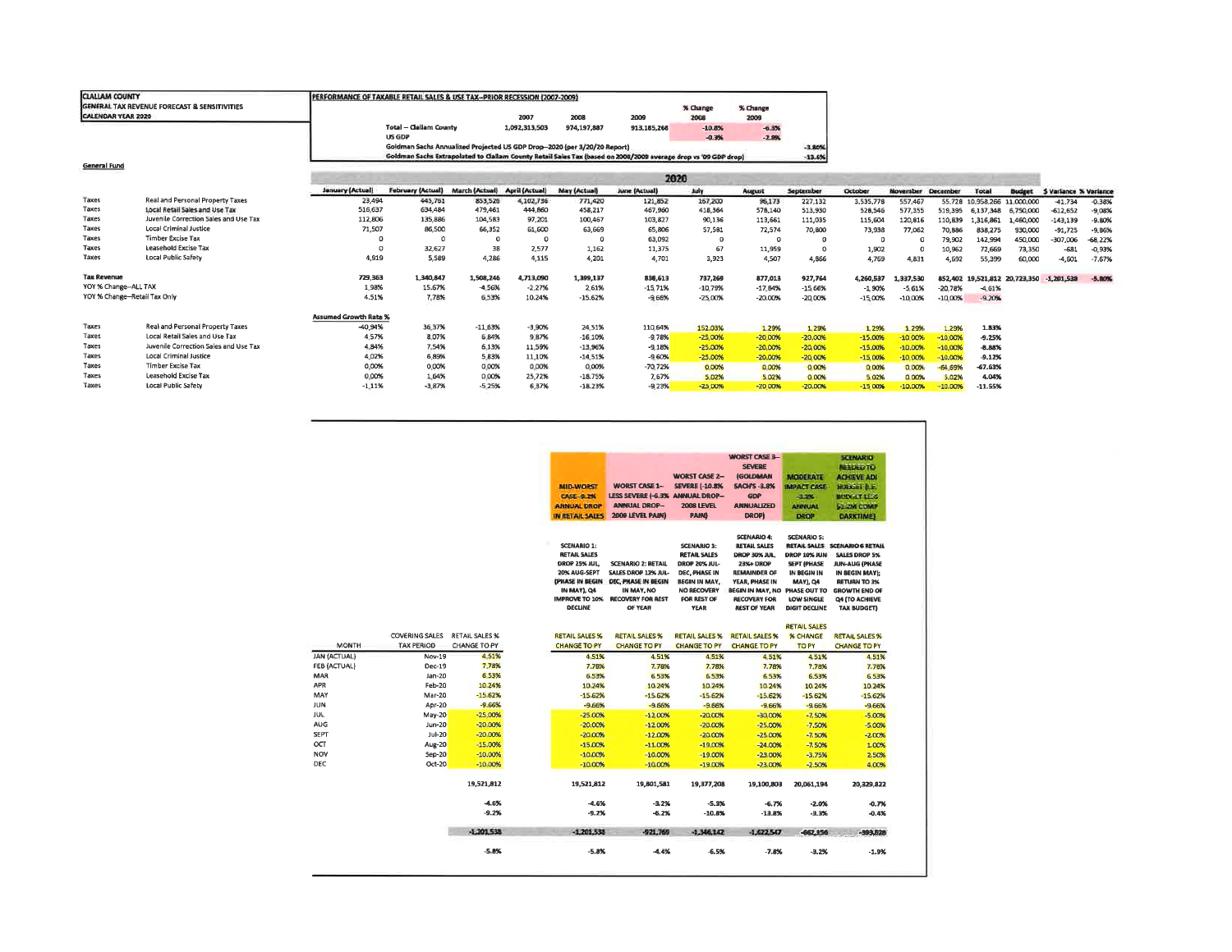**CLALLAM COUNTY**
**GENERAL TAX REVENUE FORECAST & SENSITIVITIES**
**CALENDAR YEAR 2020**

**PERFORMANCE OF TAXABLE RETAIL SALES & USE TAX--PRIOR RECESSION (2007-2009)**

| | 2007 | 2008 | 2009 | % Change 2008 | % Change 2009 | |
|---|---|---|---|---|---|---|
| Total -- Clallam County | 1,092,313,503 | 974,197,887 | 913,185,268 | -10.8% | -6.3% | |
| US GDP | | | | -0.3% | -2.8% | |
| Goldman Sachs Annualized Projected US GDP Drop--2020 (per 3/20/20 Report) | | | | | | -3.80% |
| Goldman Sachs Extrapolated to Clallam County Retail Sales Tax (based on 2008/2009 average drop vs '09 GDP drop) | | | | | | -13.6% |

**General Fund**

| | | January (Actual) | February (Actual) | March (Actual) | April (Actual) | May (Actual) | June (Actual) | July | August | September | October | November | December | Total | Budget | $ Variance | % Variance |
|---|---|---|---|---|---|---|---|---|---|---|---|---|---|---|---|---|---|
| Taxes | Real and Personal Property Taxes | 23,494 | 445,761 | 853,526 | 4,102,736 | 771,420 | 121,852 | 167,200 | 96,173 | 227,132 | 3,535,778 | 557,467 | 55,728 | 10,958,266 | 11,000,000 | -41,734 | -0.38% |
| Taxes | Local Retail Sales and Use Tax | 516,637 | 634,484 | 479,461 | 444,860 | 458,217 | 467,960 | 418,364 | 578,140 | 513,930 | 528,546 | 577,355 | 519,395 | 6,137,348 | 6,750,000 | -612,652 | -9.08% |
| Taxes | Juvenile Correction Sales and Use Tax | 112,806 | 135,886 | 104,583 | 97,201 | 100,467 | 103,827 | 90,136 | 113,661 | 111,035 | 115,604 | 120,816 | 110,839 | 1,316,861 | 1,460,000 | -143,139 | -9.80% |
| Taxes | Local Criminal Justice | 71,507 | 86,500 | 66,352 | 61,600 | 63,669 | 65,806 | 57,581 | 72,574 | 70,800 | 73,938 | 77,062 | 70,886 | 838,275 | 930,000 | -91,725 | -9.86% |
| Taxes | Timber Excise Tax | 0 | 0 | 0 | 0 | 0 | 63,092 | 0 | 0 | 0 | 0 | 0 | 79,902 | 142,994 | 450,000 | -307,006 | -68.22% |
| Taxes | Leasehold Excise Tax | 0 | 32,627 | 38 | 2,577 | 1,162 | 11,375 | 67 | 11,959 | 0 | 1,902 | 0 | 10,962 | 72,669 | 73,350 | -681 | -0.93% |
| Taxes | Local Public Safety | 4,919 | 5,589 | 4,286 | 4,115 | 4,201 | 4,701 | 3,923 | 4,507 | 4,866 | 4,769 | 4,831 | 4,692 | 55,399 | 60,000 | -4,601 | -7.67% |
| **Tax Revenue** | | 729,363 | 1,340,847 | 1,508,246 | 4,713,090 | 1,399,137 | 838,613 | 737,269 | 877,013 | 927,764 | 4,260,537 | 1,337,530 | 852,402 | 19,521,812 | 20,723,350 | -1,201,538 | -5.80% |
| YOY % Change--ALL TAX | | 1.98% | 15.67% | -4.56% | -2.27% | 2.61% | -15.71% | -10.79% | -17.84% | -15.66% | -1.90% | -5.61% | -20.78% | -4.61% | | | |
| YOY % Change--Retail Tax Only | | 4.51% | 7.78% | 6.53% | 10.24% | -15.62% | -9.66% | -25.00% | -20.00% | -20.00% | -15.00% | -10.00% | -10.00% | -9.20% | | | |
| **Assumed Growth Rate %** | | | | | | | | | | | | | | | | | |
| Taxes | Real and Personal Property Taxes | -40.94% | 36.37% | -11.63% | -3.90% | 24.51% | 110.64% | 152.03% | 1.29% | 1.29% | 1.29% | 1.29% | 1.29% | 1.83% | | | |
| Taxes | Local Retail Sales and Use Tax | 4.57% | 8.07% | 6.84% | 9.87% | -16.10% | -9.78% | -25.00% | -20.00% | -20.00% | -15.00% | -10.00% | -10.00% | -9.25% | | | |
| Taxes | Juvenile Correction Sales and Use Tax | 4.84% | 7.54% | 6.13% | 11.59% | -13.96% | -9.18% | -25.00% | -20.00% | -20.00% | -15.00% | -10.00% | -10.00% | -8.88% | | | |
| Taxes | Local Criminal Justice | 4.02% | 6.89% | 5.83% | 11.10% | -14.51% | -9.60% | -25.00% | -20.00% | -20.00% | -15.00% | -10.00% | -10.00% | -9.12% | | | |
| Taxes | Timber Excise Tax | 0.00% | 0.00% | 0.00% | 0.00% | 0.00% | -70.72% | 0.00% | 0.00% | 0.00% | 0.00% | 0.00% | -64.69% | -67.63% | | | |
| Taxes | Leasehold Excise Tax | 0.00% | 1.64% | 0.00% | 25.72% | -18.75% | 7.67% | 5.02% | 5.02% | 0.00% | 5.02% | 0.00% | 5.02% | 4.04% | | | |
| Taxes | Local Public Safety | -1.11% | -3.87% | -5.25% | 6.37% | -18.23% | -9.23% | -25.00% | -20.00% | -20.00% | -15.00% | -10.00% | -10.00% | -11.55% | | | |

| MONTH | COVERING SALES TAX PERIOD | RETAIL SALES % CHANGE TO PY | MID-WORST CASE--9.2% ANNUAL DROP IN RETAIL SALES | WORST CASE 1--LESS SEVERE (-6.3% ANNUAL DROP--2009 LEVEL PAIN) | WORST CASE 2--SEVERE (-10.8% ANNUAL DROP--2008 LEVEL PAIN) | WORST CASE 3--SEVERE (GOLDMAN SACH'S -3.8% GDP ANNUALIZED DROP) | MODERATE IMPACT CASE -3.2% ANNUAL DROP | SCENARIO NEEDED TO ACHIEVE ADJ BUDGET (I.E. $1.2M COMP DARKTIME) |
|---|---|---|---|---|---|---|---|---|
| | | | SCENARIO 1: RETAIL SALES DROP 25% JUL, 20% AUG-SEPT (PHASE IN BEGIN IN MAY), Q4 IMPROVE TO 10% DECLINE | SCENARIO 2: RETAIL SALES DROP 12% JUL-DEC, PHASE IN BEGIN IN MAY, NO RECOVERY FOR REST OF YEAR | SCENARIO 3: RETAIL SALES DROP 20% JUL-DEC, PHASE IN BEGIN IN MAY, NO RECOVERY FOR REST OF YEAR | SCENARIO 4: RETAIL SALES DROP 30% JUL, 23%+ DROP REMAINDER OF YEAR, PHASE IN BEGIN IN MAY, NO RECOVERY FOR REST OF YEAR | SCENARIO 5: RETAIL SALES DROP 10% JUN SEPT (PHASE IN BEGIN IN MAY), Q4 PHASE OUT TO LOW SINGLE DIGIT DECLINE | SCENARIO 6 RETAIL SALES DROP 5% JUN-AUG (PHASE IN BEGIN MAY); RETURN TO 3% GROWTH END OF Q4 (TO ACHIEVE TAX BUDGET) |
| | | | RETAIL SALES % CHANGE TO PY | RETAIL SALES % CHANGE TO PY | RETAIL SALES % CHANGE TO PY | RETAIL SALES % CHANGE TO PY | RETAIL SALES % CHANGE TO PY | RETAIL SALES % CHANGE TO PY |
| JAN (ACTUAL) | Nov-19 | 4.51% | 4.51% | 4.51% | 4.51% | 4.51% | 4.51% | 4.51% |
| FEB (ACTUAL) | Dec-19 | 7.78% | 7.78% | 7.78% | 7.78% | 7.78% | 7.78% | 7.78% |
| MAR | Jan-20 | 6.53% | 6.53% | 6.53% | 6.53% | 6.53% | 6.53% | 6.53% |
| APR | Feb-20 | 10.24% | 10.24% | 10.24% | 10.24% | 10.24% | 10.24% | 10.24% |
| MAY | Mar-20 | -15.62% | -15.62% | -15.62% | -15.62% | -15.62% | -15.62% | -15.62% |
| JUN | Apr-20 | -9.66% | -9.66% | -9.66% | -9.66% | -9.66% | -9.66% | -9.66% |
| JUL | May-20 | -25.00% | -25.00% | -12.00% | -20.00% | -30.00% | -7.50% | -5.00% |
| AUG | Jun-20 | -20.00% | -20.00% | -12.00% | -20.00% | -25.00% | -7.50% | -5.00% |
| SEPT | Jul-20 | -20.00% | -20.00% | -12.00% | -20.00% | -25.00% | -7.50% | -2.00% |
| OCT | Aug-20 | -15.00% | -15.00% | -11.00% | -19.00% | -24.00% | -7.50% | 1.00% |
| NOV | Sep-20 | -10.00% | -10.00% | -10.00% | -19.00% | -23.00% | -3.75% | 2.50% |
| DEC | Oct-20 | -10.00% | -10.00% | -10.00% | -19.00% | -23.00% | -2.50% | 4.00% |
| | | 19,521,812 | 19,521,812 | 19,801,581 | 19,377,208 | 19,100,803 | 20,061,194 | 20,329,822 |
| | | -4.6% | -4.6% | -3.2% | -5.3% | -6.7% | -2.0% | -0.7% |
| | | -9.2% | -9.2% | -6.2% | -10.8% | -13.8% | -3.3% | -0.4% |
| | | -1,201,538 | -1,201,538 | -921,769 | -1,346,142 | -1,622,547 | -662,156 | -393,528 |
| | | -5.8% | -5.8% | -4.4% | -6.5% | -7.8% | -3.2% | -1.9% |